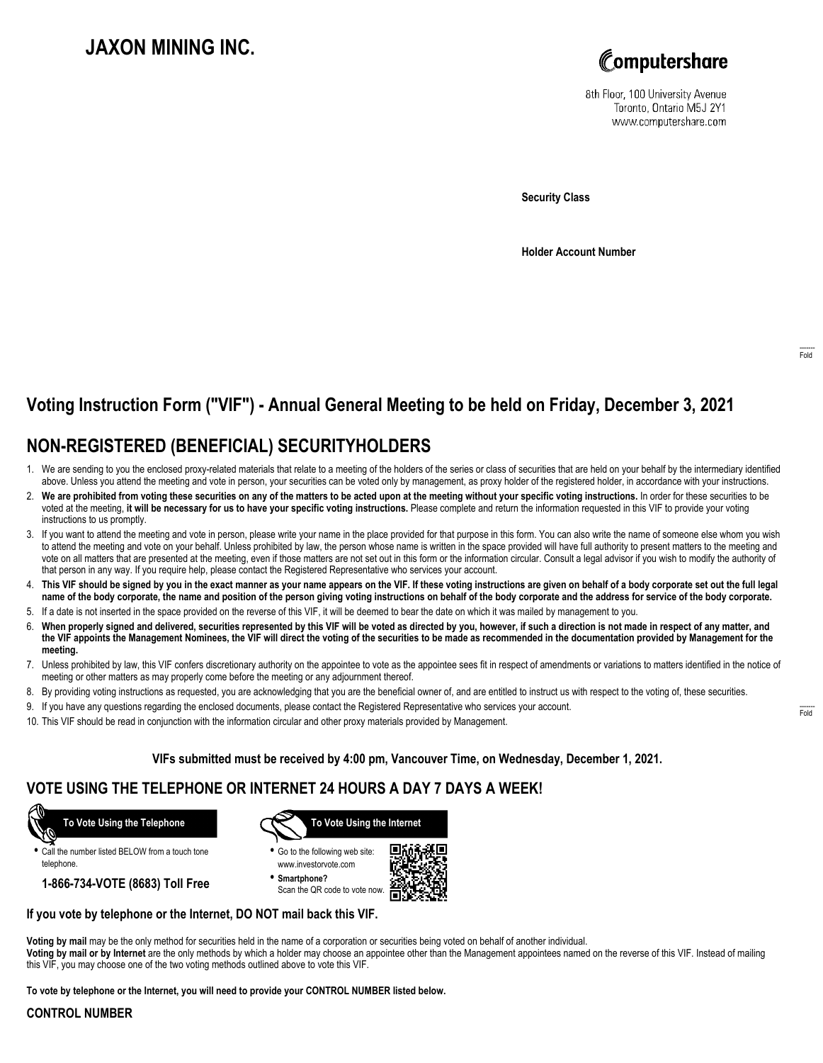# JAXON MINING INC.

Computershare

8th Floor, 100 University Avenue
Toronto, Ontario M5J 2Y1
www.computershare.com

**Security Class**

**Holder Account Number**

Fold

## Voting Instruction Form ("VIF") - Annual General Meeting to be held on Friday, December 3, 2021

## NON-REGISTERED (BENEFICIAL) SECURITYHOLDERS

1. We are sending to you the enclosed proxy-related materials that relate to a meeting of the holders of the series or class of securities that are held on your behalf by the intermediary identified above. Unless you attend the meeting and vote in person, your securities can be voted only by management, as proxy holder of the registered holder, in accordance with your instructions.
2. **We are prohibited from voting these securities on any of the matters to be acted upon at the meeting without your specific voting instructions.** In order for these securities to be voted at the meeting, **it will be necessary for us to have your specific voting instructions.** Please complete and return the information requested in this VIF to provide your voting instructions to us promptly.
3. If you want to attend the meeting and vote in person, please write your name in the place provided for that purpose in this form. You can also write the name of someone else whom you wish to attend the meeting and vote on your behalf. Unless prohibited by law, the person whose name is written in the space provided will have full authority to present matters to the meeting and vote on all matters that are presented at the meeting, even if those matters are not set out in this form or the information circular. Consult a legal advisor if you wish to modify the authority of that person in any way. If you require help, please contact the Registered Representative who services your account.
4. **This VIF should be signed by you in the exact manner as your name appears on the VIF. If these voting instructions are given on behalf of a body corporate set out the full legal name of the body corporate, the name and position of the person giving voting instructions on behalf of the body corporate and the address for service of the body corporate.**
5. If a date is not inserted in the space provided on the reverse of this VIF, it will be deemed to bear the date on which it was mailed by management to you.
6. **When properly signed and delivered, securities represented by this VIF will be voted as directed by you, however, if such a direction is not made in respect of any matter, and the VIF appoints the Management Nominees, the VIF will direct the voting of the securities to be made as recommended in the documentation provided by Management for the meeting.**
7. Unless prohibited by law, this VIF confers discretionary authority on the appointee to vote as the appointee sees fit in respect of amendments or variations to matters identified in the notice of meeting or other matters as may properly come before the meeting or any adjournment thereof.
8. By providing voting instructions as requested, you are acknowledging that you are the beneficial owner of, and are entitled to instruct us with respect to the voting of, these securities.
9. If you have any questions regarding the enclosed documents, please contact the Registered Representative who services your account.
10. This VIF should be read in conjunction with the information circular and other proxy materials provided by Management.

Fold

**VIFs submitted must be received by 4:00 pm, Vancouver Time, on Wednesday, December 1, 2021.**

## VOTE USING THE TELEPHONE OR INTERNET 24 HOURS A DAY 7 DAYS A WEEK!

**To Vote Using the Telephone**

- Call the number listed BELOW from a touch tone telephone.

**1-866-734-VOTE (8683) Toll Free**

**To Vote Using the Internet**

- Go to the following web site: www.investorvote.com
- **Smartphone?** Scan the QR code to vote now.

**If you vote by telephone or the Internet, DO NOT mail back this VIF.**

**Voting by mail** may be the only method for securities held in the name of a corporation or securities being voted on behalf of another individual.
**Voting by mail or by Internet** are the only methods by which a holder may choose an appointee other than the Management appointees named on the reverse of this VIF. Instead of mailing this VIF, you may choose one of the two voting methods outlined above to vote this VIF.

**To vote by telephone or the Internet, you will need to provide your CONTROL NUMBER listed below.**

**CONTROL NUMBER**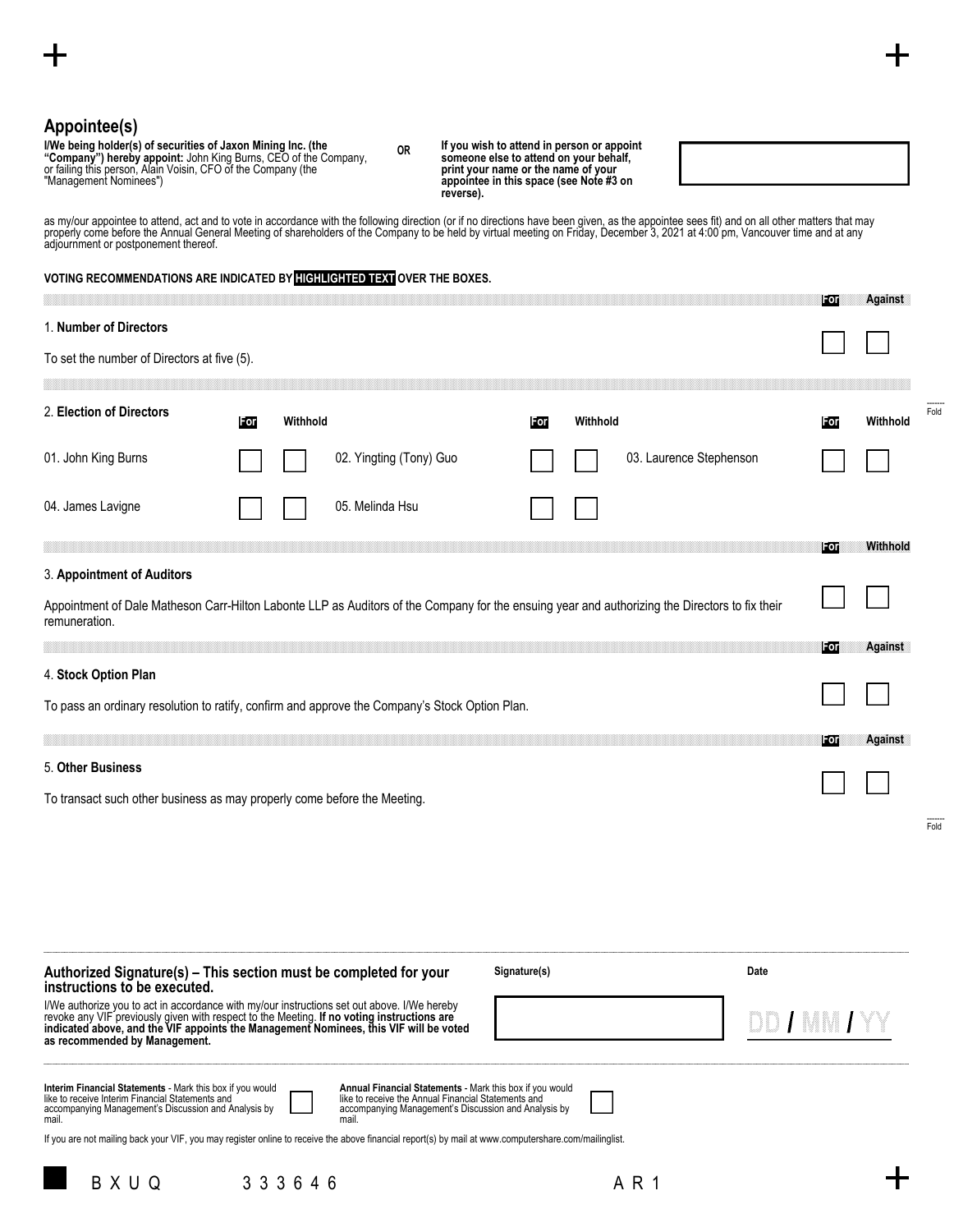## Appointee(s)

**I/We being holder(s) of securities of Jaxon Mining Inc. (the "Company") hereby appoint:** John King Burns, CEO of the Company, or failing this person, Alain Voisin, CFO of the Company (the "Management Nominees")

**OR**

**If you wish to attend in person or appoint someone else to attend on your behalf, print your name or the name of your appointee in this space (see Note #3 on reverse).**

as my/our appointee to attend, act and to vote in accordance with the following direction (or if no directions have been given, as the appointee sees fit) and on all other matters that may properly come before the Annual General Meeting of shareholders of the Company to be held by virtual meeting on Friday, December 3, 2021 at 4:00 pm, Vancouver time and at any adjournment or postponement thereof.

**VOTING RECOMMENDATIONS ARE INDICATED BY HIGHLIGHTED TEXT OVER THE BOXES.**

| | For | Against |
|---|---|---|
| 1. **Number of Directors**<br>To set the number of Directors at five (5). | ☐ | ☐ |

2. **Election of Directors**

| | For | Withhold | | For | Withhold | | For | Withhold |
|---|---|---|---|---|---|---|---|---|
| 01. John King Burns | ☐ | ☐ | 02. Yingting (Tony) Guo | ☐ | ☐ | 03. Laurence Stephenson | ☐ | ☐ |
| 04. James Lavigne | ☐ | ☐ | 05. Melinda Hsu | ☐ | ☐ | | | |

| | For | Withhold |
|---|---|---|
| 3. **Appointment of Auditors**<br>Appointment of Dale Matheson Carr-Hilton Labonte LLP as Auditors of the Company for the ensuing year and authorizing the Directors to fix their remuneration. | ☐ | ☐ |

| | For | Against |
|---|---|---|
| 4. **Stock Option Plan**<br>To pass an ordinary resolution to ratify, confirm and approve the Company's Stock Option Plan. | ☐ | ☐ |

| | For | Against |
|---|---|---|
| 5. **Other Business**<br>To transact such other business as may properly come before the Meeting. | ☐ | ☐ |

**Authorized Signature(s) – This section must be completed for your instructions to be executed.**

I/We authorize you to act in accordance with my/our instructions set out above. I/We hereby revoke any VIF previously given with respect to the Meeting. **If no voting instructions are indicated above, and the VIF appoints the Management Nominees, this VIF will be voted as recommended by Management.**

**Signature(s)**

**Date**

DD / MM / YY

**Interim Financial Statements** - Mark this box if you would like to receive Interim Financial Statements and accompanying Management's Discussion and Analysis by mail. ☐

**Annual Financial Statements** - Mark this box if you would like to receive the Annual Financial Statements and accompanying Management's Discussion and Analysis by mail. ☐

If you are not mailing back your VIF, you may register online to receive the above financial report(s) by mail at www.computershare.com/mailinglist.

B X U Q 3 3 3 6 4 6 A R 1